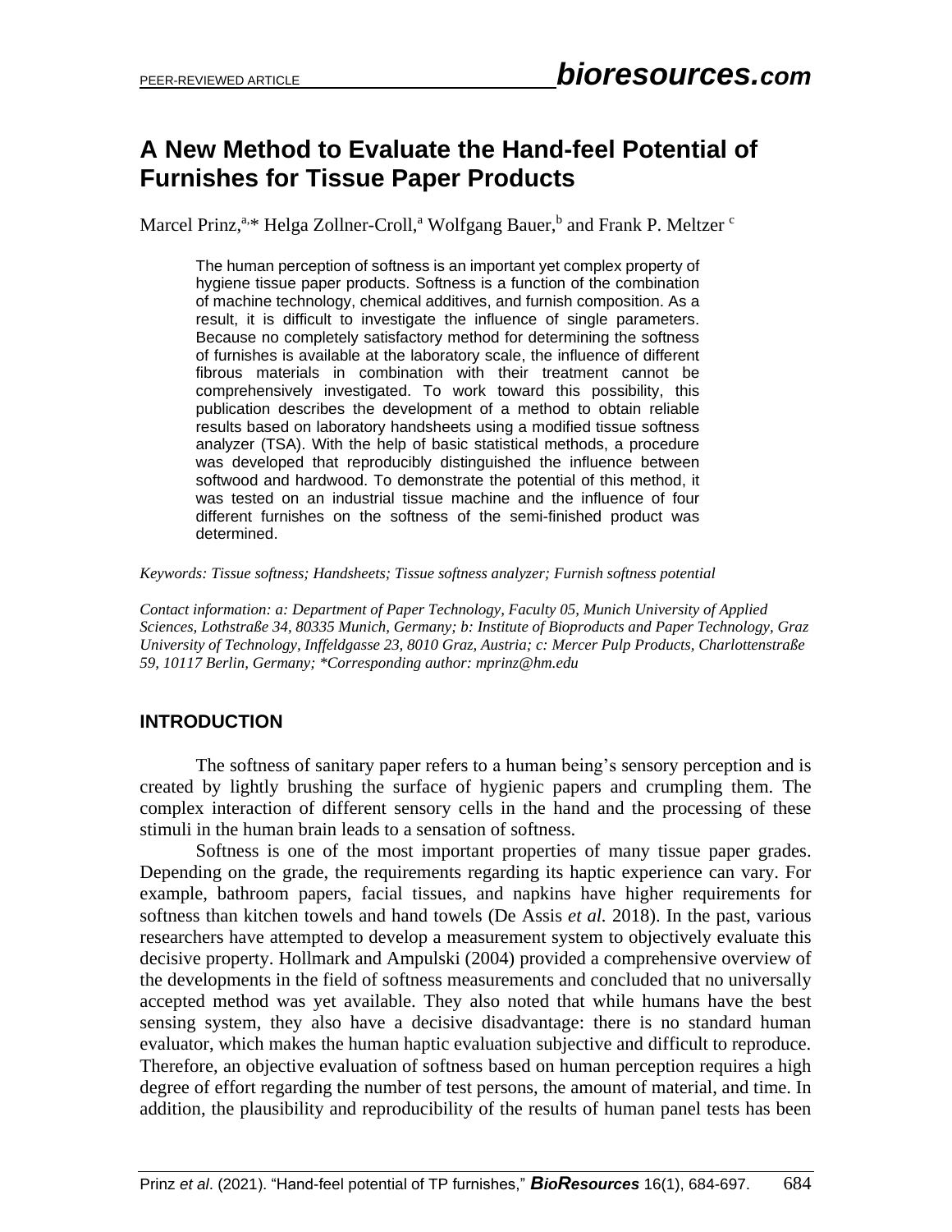# A New Method to Evaluate the Hand-feel Potential of Furnishes for Tissue Paper Products

Marcel Prinz,[a,*] Helga Zollner-Croll,[a] Wolfgang Bauer,[b] and Frank P. Meltzer [c]

The human perception of softness is an important yet complex property of hygiene tissue paper products. Softness is a function of the combination of machine technology, chemical additives, and furnish composition. As a result, it is difficult to investigate the influence of single parameters. Because no completely satisfactory method for determining the softness of furnishes is available at the laboratory scale, the influence of different fibrous materials in combination with their treatment cannot be comprehensively investigated. To work toward this possibility, this publication describes the development of a method to obtain reliable results based on laboratory handsheets using a modified tissue softness analyzer (TSA). With the help of basic statistical methods, a procedure was developed that reproducibly distinguished the influence between softwood and hardwood. To demonstrate the potential of this method, it was tested on an industrial tissue machine and the influence of four different furnishes on the softness of the semi-finished product was determined.

*Keywords: Tissue softness; Handsheets; Tissue softness analyzer; Furnish softness potential*

*Contact information: a: Department of Paper Technology, Faculty 05, Munich University of Applied Sciences, Lothstraße 34, 80335 Munich, Germany; b: Institute of Bioproducts and Paper Technology, Graz University of Technology, Inffeldgasse 23, 8010 Graz, Austria; c: Mercer Pulp Products, Charlottenstraße 59, 10117 Berlin, Germany; *Corresponding author: mprinz@hm.edu*

## INTRODUCTION

The softness of sanitary paper refers to a human being's sensory perception and is created by lightly brushing the surface of hygienic papers and crumpling them. The complex interaction of different sensory cells in the hand and the processing of these stimuli in the human brain leads to a sensation of softness.

Softness is one of the most important properties of many tissue paper grades. Depending on the grade, the requirements regarding its haptic experience can vary. For example, bathroom papers, facial tissues, and napkins have higher requirements for softness than kitchen towels and hand towels (De Assis *et al.* 2018). In the past, various researchers have attempted to develop a measurement system to objectively evaluate this decisive property. Hollmark and Ampulski (2004) provided a comprehensive overview of the developments in the field of softness measurements and concluded that no universally accepted method was yet available. They also noted that while humans have the best sensing system, they also have a decisive disadvantage: there is no standard human evaluator, which makes the human haptic evaluation subjective and difficult to reproduce. Therefore, an objective evaluation of softness based on human perception requires a high degree of effort regarding the number of test persons, the amount of material, and time. In addition, the plausibility and reproducibility of the results of human panel tests has been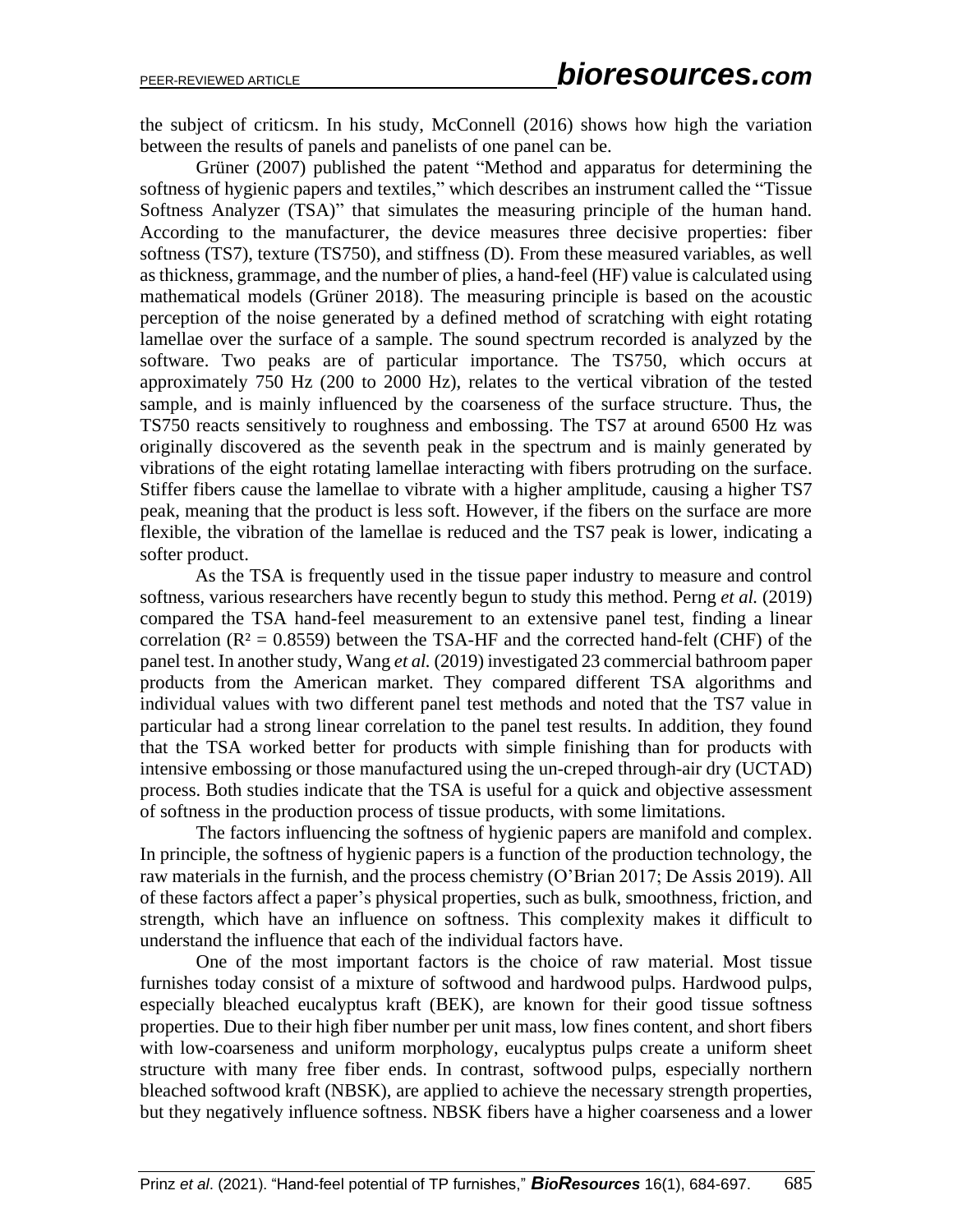the subject of criticsm. In his study, McConnell (2016) shows how high the variation between the results of panels and panelists of one panel can be.

Grüner (2007) published the patent "Method and apparatus for determining the softness of hygienic papers and textiles," which describes an instrument called the "Tissue Softness Analyzer (TSA)" that simulates the measuring principle of the human hand. According to the manufacturer, the device measures three decisive properties: fiber softness (TS7), texture (TS750), and stiffness (D). From these measured variables, as well as thickness, grammage, and the number of plies, a hand-feel (HF) value is calculated using mathematical models (Grüner 2018). The measuring principle is based on the acoustic perception of the noise generated by a defined method of scratching with eight rotating lamellae over the surface of a sample. The sound spectrum recorded is analyzed by the software. Two peaks are of particular importance. The TS750, which occurs at approximately 750 Hz (200 to 2000 Hz), relates to the vertical vibration of the tested sample, and is mainly influenced by the coarseness of the surface structure. Thus, the TS750 reacts sensitively to roughness and embossing. The TS7 at around 6500 Hz was originally discovered as the seventh peak in the spectrum and is mainly generated by vibrations of the eight rotating lamellae interacting with fibers protruding on the surface. Stiffer fibers cause the lamellae to vibrate with a higher amplitude, causing a higher TS7 peak, meaning that the product is less soft. However, if the fibers on the surface are more flexible, the vibration of the lamellae is reduced and the TS7 peak is lower, indicating a softer product.

As the TSA is frequently used in the tissue paper industry to measure and control softness, various researchers have recently begun to study this method. Perng *et al.* (2019) compared the TSA hand-feel measurement to an extensive panel test, finding a linear correlation ($R^2 = 0.8559$) between the TSA-HF and the corrected hand-felt (CHF) of the panel test. In another study, Wang *et al.* (2019) investigated 23 commercial bathroom paper products from the American market. They compared different TSA algorithms and individual values with two different panel test methods and noted that the TS7 value in particular had a strong linear correlation to the panel test results. In addition, they found that the TSA worked better for products with simple finishing than for products with intensive embossing or those manufactured using the un-creped through-air dry (UCTAD) process. Both studies indicate that the TSA is useful for a quick and objective assessment of softness in the production process of tissue products, with some limitations.

The factors influencing the softness of hygienic papers are manifold and complex. In principle, the softness of hygienic papers is a function of the production technology, the raw materials in the furnish, and the process chemistry (O'Brian 2017; De Assis 2019). All of these factors affect a paper's physical properties, such as bulk, smoothness, friction, and strength, which have an influence on softness. This complexity makes it difficult to understand the influence that each of the individual factors have.

One of the most important factors is the choice of raw material. Most tissue furnishes today consist of a mixture of softwood and hardwood pulps. Hardwood pulps, especially bleached eucalyptus kraft (BEK), are known for their good tissue softness properties. Due to their high fiber number per unit mass, low fines content, and short fibers with low-coarseness and uniform morphology, eucalyptus pulps create a uniform sheet structure with many free fiber ends. In contrast, softwood pulps, especially northern bleached softwood kraft (NBSK), are applied to achieve the necessary strength properties, but they negatively influence softness. NBSK fibers have a higher coarseness and a lower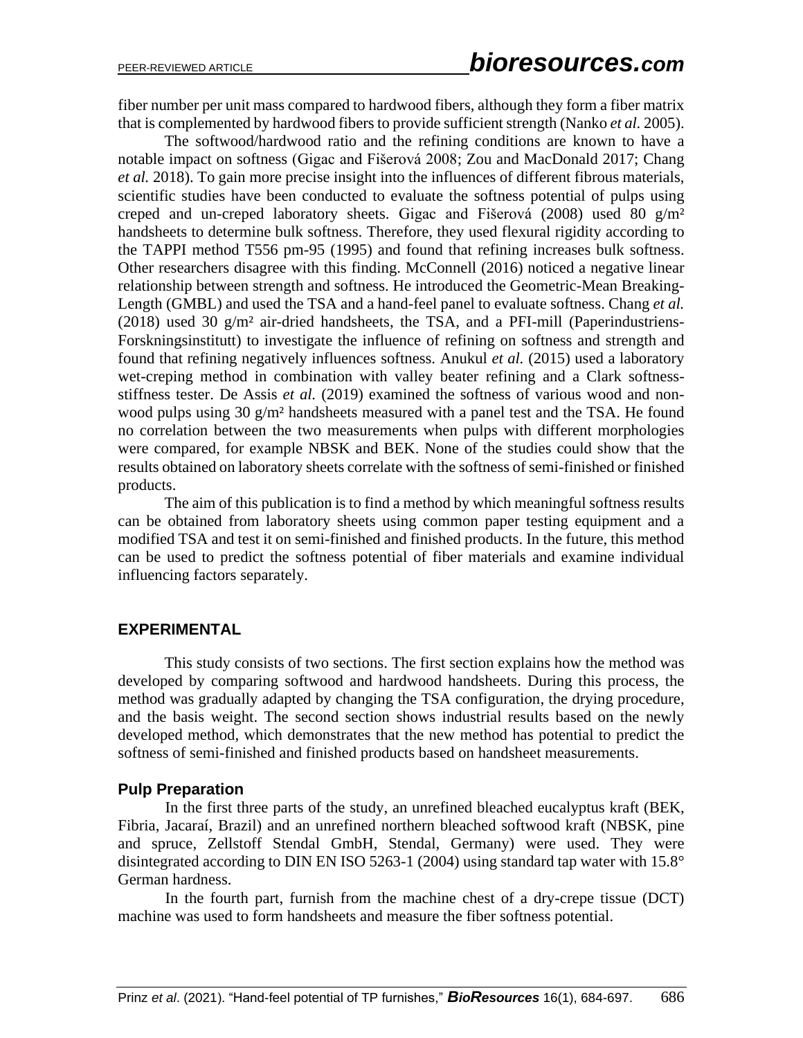fiber number per unit mass compared to hardwood fibers, although they form a fiber matrix that is complemented by hardwood fibers to provide sufficient strength (Nanko *et al.* 2005).

The softwood/hardwood ratio and the refining conditions are known to have a notable impact on softness (Gigac and Fišerová 2008; Zou and MacDonald 2017; Chang *et al.* 2018). To gain more precise insight into the influences of different fibrous materials, scientific studies have been conducted to evaluate the softness potential of pulps using creped and un-creped laboratory sheets. Gigac and Fišerová (2008) used 80 g/m² handsheets to determine bulk softness. Therefore, they used flexural rigidity according to the TAPPI method T556 pm-95 (1995) and found that refining increases bulk softness. Other researchers disagree with this finding. McConnell (2016) noticed a negative linear relationship between strength and softness. He introduced the Geometric-Mean Breaking-Length (GMBL) and used the TSA and a hand-feel panel to evaluate softness. Chang *et al.* (2018) used 30 g/m² air-dried handsheets, the TSA, and a PFI-mill (Paperindustriens-Forskningsinstitutt) to investigate the influence of refining on softness and strength and found that refining negatively influences softness. Anukul *et al.* (2015) used a laboratory wet-creping method in combination with valley beater refining and a Clark softness-stiffness tester. De Assis *et al.* (2019) examined the softness of various wood and non-wood pulps using 30 g/m² handsheets measured with a panel test and the TSA. He found no correlation between the two measurements when pulps with different morphologies were compared, for example NBSK and BEK. None of the studies could show that the results obtained on laboratory sheets correlate with the softness of semi-finished or finished products.

The aim of this publication is to find a method by which meaningful softness results can be obtained from laboratory sheets using common paper testing equipment and a modified TSA and test it on semi-finished and finished products. In the future, this method can be used to predict the softness potential of fiber materials and examine individual influencing factors separately.

## EXPERIMENTAL

This study consists of two sections. The first section explains how the method was developed by comparing softwood and hardwood handsheets. During this process, the method was gradually adapted by changing the TSA configuration, the drying procedure, and the basis weight. The second section shows industrial results based on the newly developed method, which demonstrates that the new method has potential to predict the softness of semi-finished and finished products based on handsheet measurements.

### Pulp Preparation

In the first three parts of the study, an unrefined bleached eucalyptus kraft (BEK, Fibria, Jacaraí, Brazil) and an unrefined northern bleached softwood kraft (NBSK, pine and spruce, Zellstoff Stendal GmbH, Stendal, Germany) were used. They were disintegrated according to DIN EN ISO 5263-1 (2004) using standard tap water with 15.8° German hardness.

In the fourth part, furnish from the machine chest of a dry-crepe tissue (DCT) machine was used to form handsheets and measure the fiber softness potential.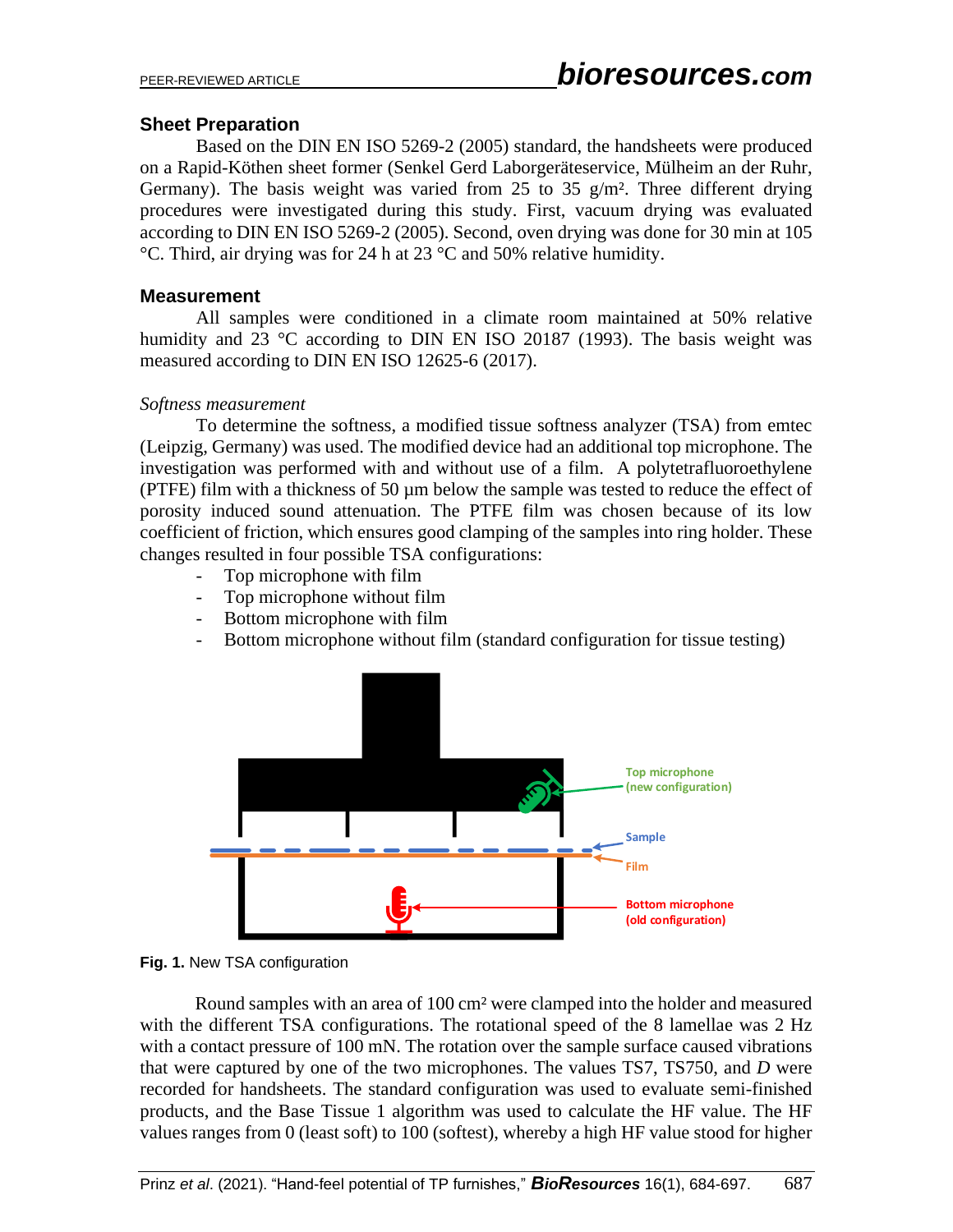## Sheet Preparation

Based on the DIN EN ISO 5269-2 (2005) standard, the handsheets were produced on a Rapid-Köthen sheet former (Senkel Gerd Laborgeräteservice, Mülheim an der Ruhr, Germany). The basis weight was varied from 25 to 35 g/m². Three different drying procedures were investigated during this study. First, vacuum drying was evaluated according to DIN EN ISO 5269-2 (2005). Second, oven drying was done for 30 min at 105 °C. Third, air drying was for 24 h at 23 °C and 50% relative humidity.

## Measurement

All samples were conditioned in a climate room maintained at 50% relative humidity and 23 °C according to DIN EN ISO 20187 (1993). The basis weight was measured according to DIN EN ISO 12625-6 (2017).

*Softness measurement*

To determine the softness, a modified tissue softness analyzer (TSA) from emtec (Leipzig, Germany) was used. The modified device had an additional top microphone. The investigation was performed with and without use of a film. A polytetrafluoroethylene (PTFE) film with a thickness of 50 µm below the sample was tested to reduce the effect of porosity induced sound attenuation. The PTFE film was chosen because of its low coefficient of friction, which ensures good clamping of the samples into ring holder. These changes resulted in four possible TSA configurations:

- Top microphone with film
- Top microphone without film
- Bottom microphone with film
- Bottom microphone without film (standard configuration for tissue testing)

**Fig. 1.** New TSA configuration

Round samples with an area of 100 cm² were clamped into the holder and measured with the different TSA configurations. The rotational speed of the 8 lamellae was 2 Hz with a contact pressure of 100 mN. The rotation over the sample surface caused vibrations that were captured by one of the two microphones. The values TS7, TS750, and *D* were recorded for handsheets. The standard configuration was used to evaluate semi-finished products, and the Base Tissue 1 algorithm was used to calculate the HF value. The HF values ranges from 0 (least soft) to 100 (softest), whereby a high HF value stood for higher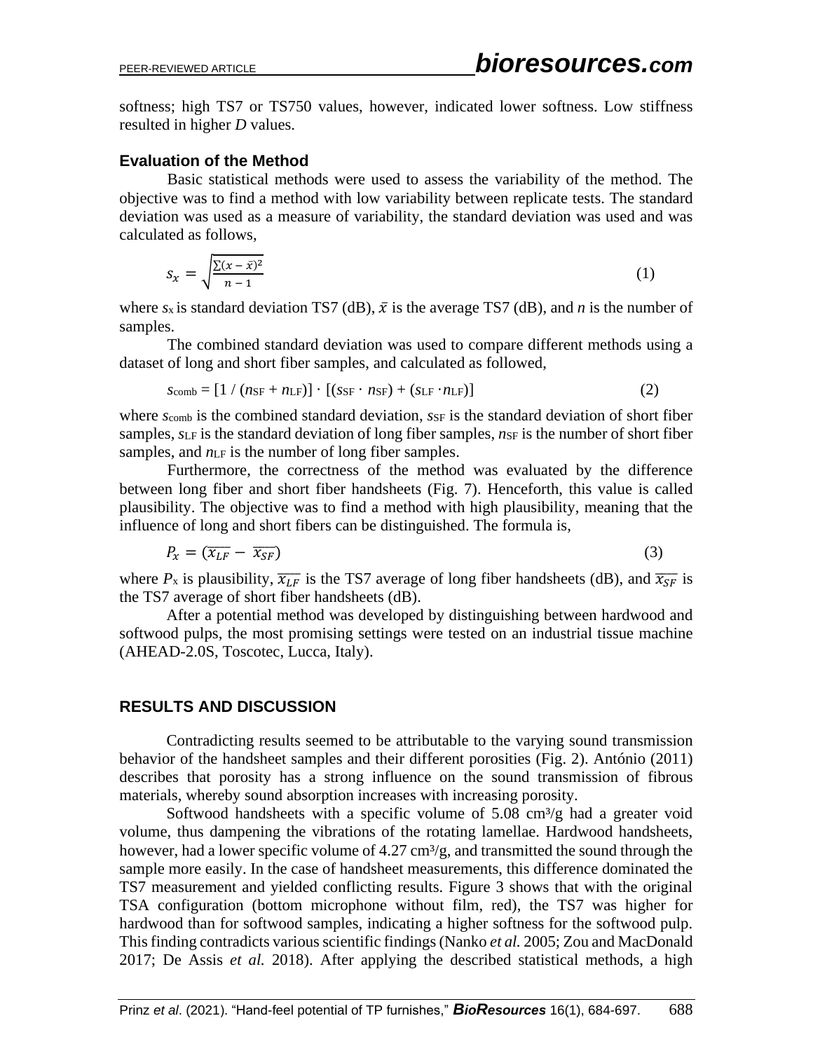softness; high TS7 or TS750 values, however, indicated lower softness. Low stiffness resulted in higher *D* values.

### Evaluation of the Method

Basic statistical methods were used to assess the variability of the method. The objective was to find a method with low variability between replicate tests. The standard deviation was used as a measure of variability, the standard deviation was used and was calculated as follows,

$$s_x = \sqrt{\frac{\sum(x - \bar{x})^2}{n - 1}} \tag{1}$$

where $s_x$ is standard deviation TS7 (dB), $\bar{x}$ is the average TS7 (dB), and $n$ is the number of samples.

The combined standard deviation was used to compare different methods using a dataset of long and short fiber samples, and calculated as followed,

$$s_{comb} = [1 / (n_{SF} + n_{LF})] \cdot [(s_{SF} \cdot n_{SF}) + (s_{LF} \cdot n_{LF})] \tag{2}$$

where $s_{comb}$ is the combined standard deviation, $s_{SF}$ is the standard deviation of short fiber samples, $s_{LF}$ is the standard deviation of long fiber samples, $n_{SF}$ is the number of short fiber samples, and $n_{LF}$ is the number of long fiber samples.

Furthermore, the correctness of the method was evaluated by the difference between long fiber and short fiber handsheets (Fig. 7). Henceforth, this value is called plausibility. The objective was to find a method with high plausibility, meaning that the influence of long and short fibers can be distinguished. The formula is,

$$P_x = (\overline{x_{LF}} - \overline{x_{SF}}) \tag{3}$$

where $P_x$ is plausibility, $\overline{x_{LF}}$ is the TS7 average of long fiber handsheets (dB), and $\overline{x_{SF}}$ is the TS7 average of short fiber handsheets (dB).

After a potential method was developed by distinguishing between hardwood and softwood pulps, the most promising settings were tested on an industrial tissue machine (AHEAD-2.0S, Toscotec, Lucca, Italy).

## RESULTS AND DISCUSSION

Contradicting results seemed to be attributable to the varying sound transmission behavior of the handsheet samples and their different porosities (Fig. 2). António (2011) describes that porosity has a strong influence on the sound transmission of fibrous materials, whereby sound absorption increases with increasing porosity.

Softwood handsheets with a specific volume of 5.08 cm³/g had a greater void volume, thus dampening the vibrations of the rotating lamellae. Hardwood handsheets, however, had a lower specific volume of 4.27 cm³/g, and transmitted the sound through the sample more easily. In the case of handsheet measurements, this difference dominated the TS7 measurement and yielded conflicting results. Figure 3 shows that with the original TSA configuration (bottom microphone without film, red), the TS7 was higher for hardwood than for softwood samples, indicating a higher softness for the softwood pulp. This finding contradicts various scientific findings (Nanko *et al.* 2005; Zou and MacDonald 2017; De Assis *et al.* 2018). After applying the described statistical methods, a high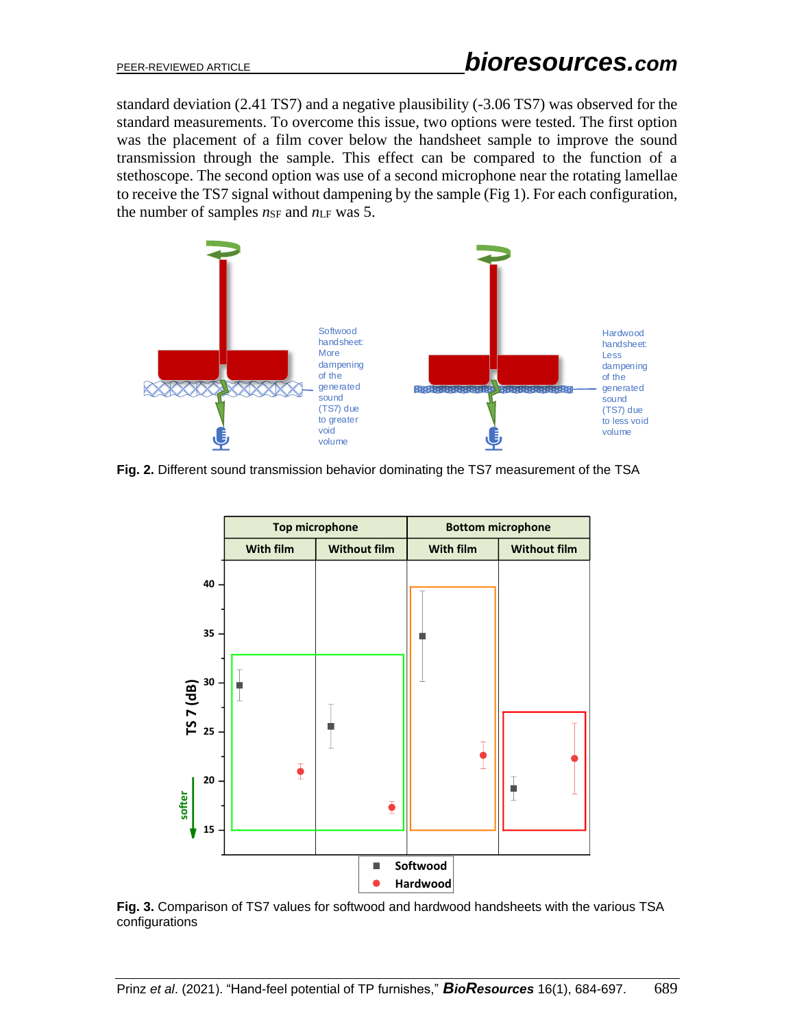standard deviation (2.41 TS7) and a negative plausibility (-3.06 TS7) was observed for the standard measurements. To overcome this issue, two options were tested. The first option was the placement of a film cover below the handsheet sample to improve the sound transmission through the sample. This effect can be compared to the function of a stethoscope. The second option was use of a second microphone near the rotating lamellae to receive the TS7 signal without dampening by the sample (Fig 1). For each configuration, the number of samples $n_{SF}$ and $n_{LF}$ was 5.

**Fig. 2.** Different sound transmission behavior dominating the TS7 measurement of the TSA

**Fig. 3.** Comparison of TS7 values for softwood and hardwood handsheets with the various TSA configurations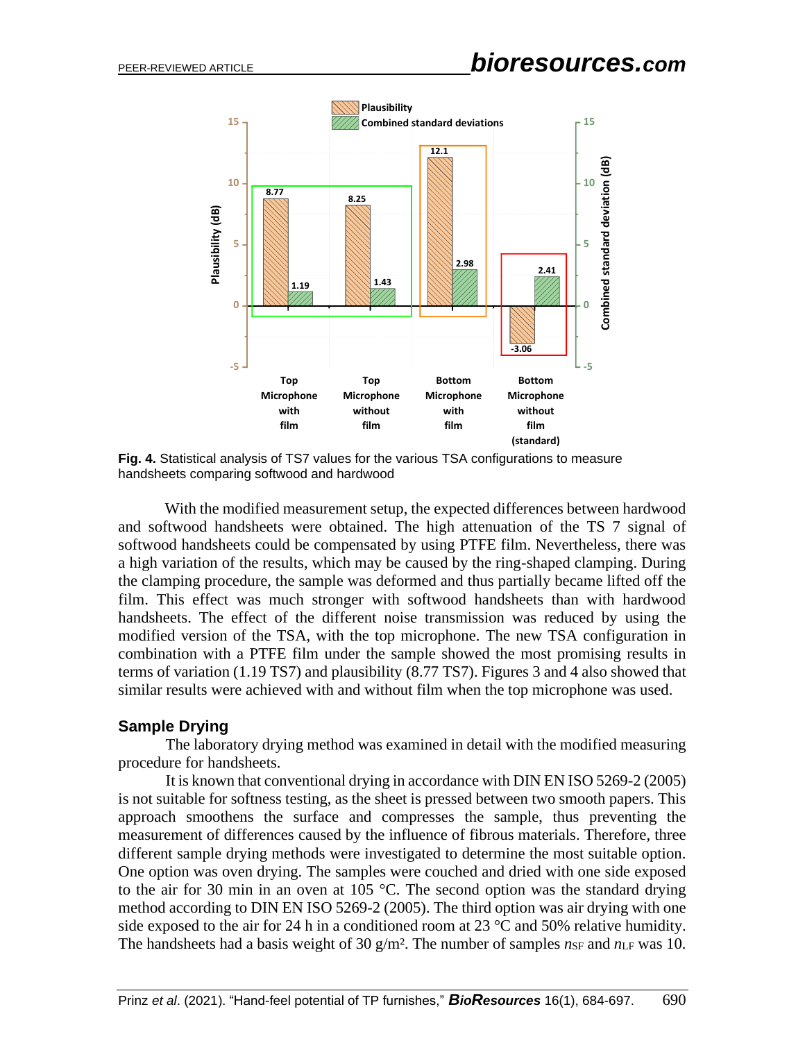**Fig. 4.** Statistical analysis of TS7 values for the various TSA configurations to measure handsheets comparing softwood and hardwood

With the modified measurement setup, the expected differences between hardwood and softwood handsheets were obtained. The high attenuation of the TS 7 signal of softwood handsheets could be compensated by using PTFE film. Nevertheless, there was a high variation of the results, which may be caused by the ring-shaped clamping. During the clamping procedure, the sample was deformed and thus partially became lifted off the film. This effect was much stronger with softwood handsheets than with hardwood handsheets. The effect of the different noise transmission was reduced by using the modified version of the TSA, with the top microphone. The new TSA configuration in combination with a PTFE film under the sample showed the most promising results in terms of variation (1.19 TS7) and plausibility (8.77 TS7). Figures 3 and 4 also showed that similar results were achieved with and without film when the top microphone was used.

## Sample Drying

The laboratory drying method was examined in detail with the modified measuring procedure for handsheets.

It is known that conventional drying in accordance with DIN EN ISO 5269-2 (2005) is not suitable for softness testing, as the sheet is pressed between two smooth papers. This approach smoothens the surface and compresses the sample, thus preventing the measurement of differences caused by the influence of fibrous materials. Therefore, three different sample drying methods were investigated to determine the most suitable option. One option was oven drying. The samples were couched and dried with one side exposed to the air for 30 min in an oven at 105 °C. The second option was the standard drying method according to DIN EN ISO 5269-2 (2005). The third option was air drying with one side exposed to the air for 24 h in a conditioned room at 23 °C and 50% relative humidity. The handsheets had a basis weight of 30 g/m². The number of samples $n_{SF}$ and $n_{LF}$ was 10.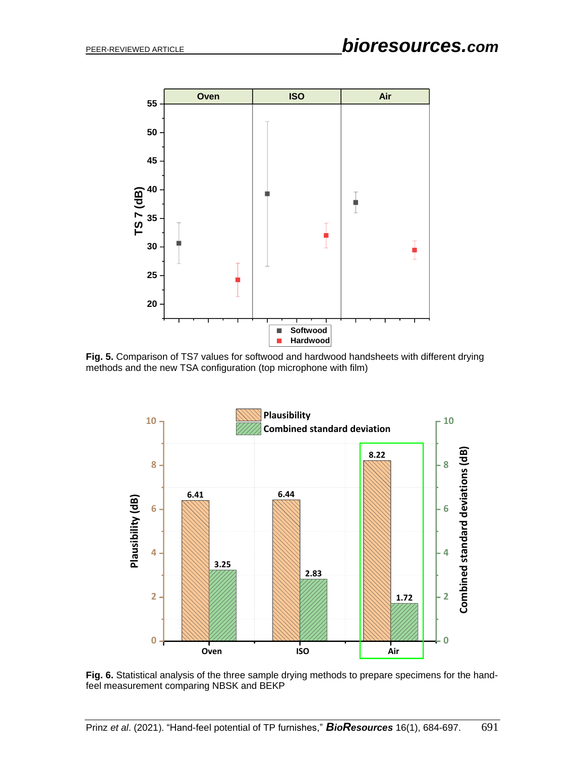**Fig. 5.** Comparison of TS7 values for softwood and hardwood handsheets with different drying methods and the new TSA configuration (top microphone with film)

**Fig. 6.** Statistical analysis of the three sample drying methods to prepare specimens for the hand-feel measurement comparing NBSK and BEKP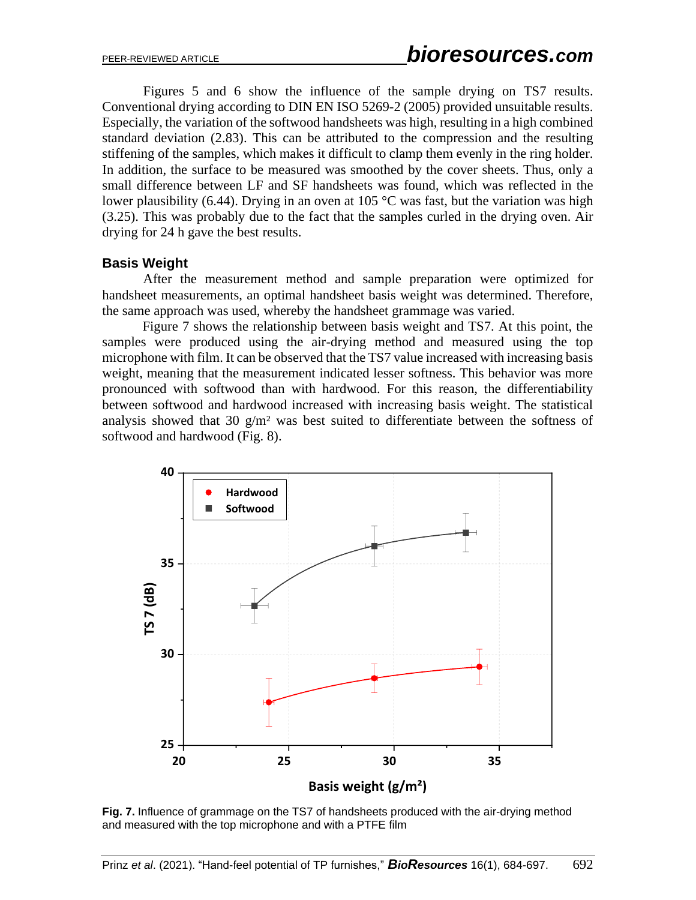Figures 5 and 6 show the influence of the sample drying on TS7 results. Conventional drying according to DIN EN ISO 5269-2 (2005) provided unsuitable results. Especially, the variation of the softwood handsheets was high, resulting in a high combined standard deviation (2.83). This can be attributed to the compression and the resulting stiffening of the samples, which makes it difficult to clamp them evenly in the ring holder. In addition, the surface to be measured was smoothed by the cover sheets. Thus, only a small difference between LF and SF handsheets was found, which was reflected in the lower plausibility (6.44). Drying in an oven at 105 °C was fast, but the variation was high (3.25). This was probably due to the fact that the samples curled in the drying oven. Air drying for 24 h gave the best results.

### Basis Weight

After the measurement method and sample preparation were optimized for handsheet measurements, an optimal handsheet basis weight was determined. Therefore, the same approach was used, whereby the handsheet grammage was varied.

Figure 7 shows the relationship between basis weight and TS7. At this point, the samples were produced using the air-drying method and measured using the top microphone with film. It can be observed that the TS7 value increased with increasing basis weight, meaning that the measurement indicated lesser softness. This behavior was more pronounced with softwood than with hardwood. For this reason, the differentiability between softwood and hardwood increased with increasing basis weight. The statistical analysis showed that 30 g/m² was best suited to differentiate between the softness of softwood and hardwood (Fig. 8).

**Fig. 7.** Influence of grammage on the TS7 of handsheets produced with the air-drying method and measured with the top microphone and with a PTFE film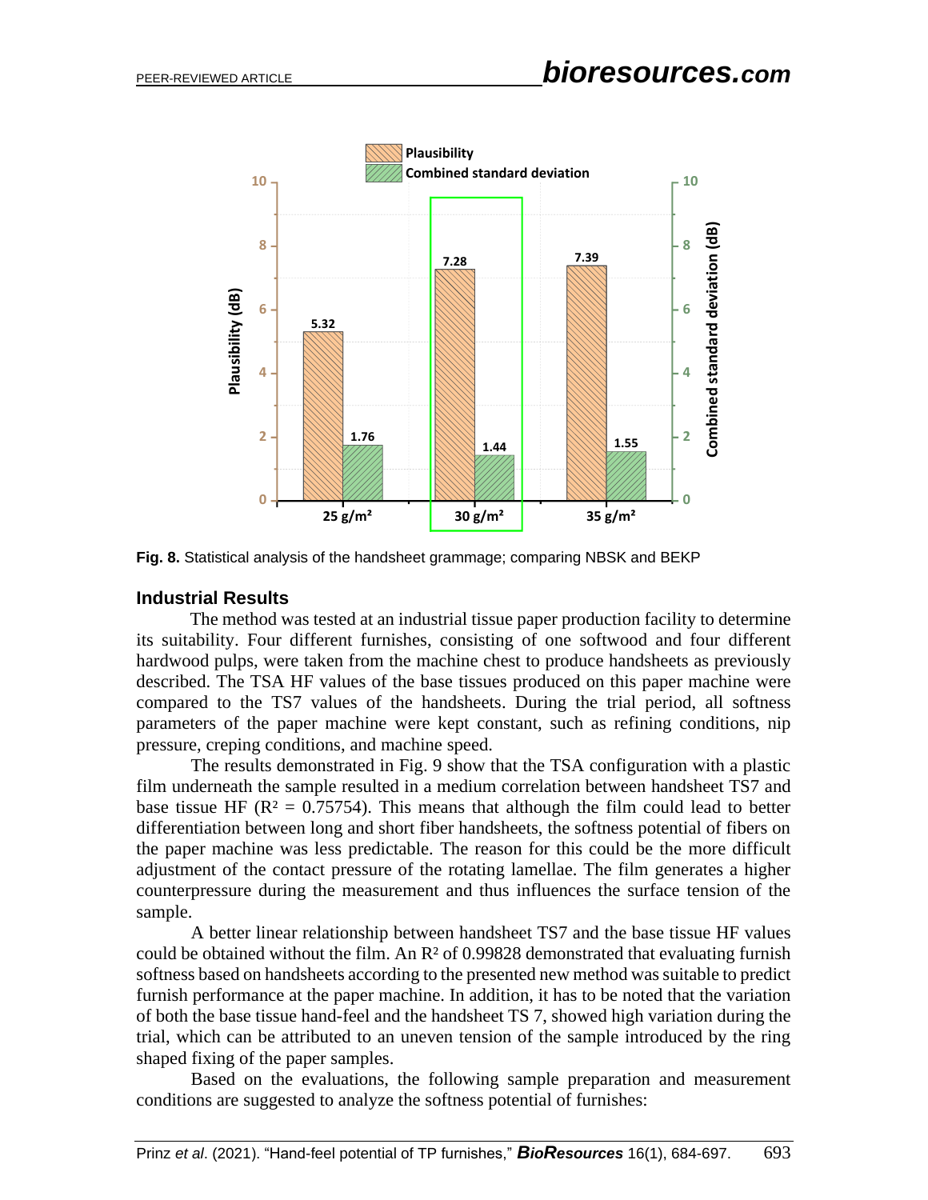Fig. 8. Statistical analysis of the handsheet grammage; comparing NBSK and BEKP

## Industrial Results

The method was tested at an industrial tissue paper production facility to determine its suitability. Four different furnishes, consisting of one softwood and four different hardwood pulps, were taken from the machine chest to produce handsheets as previously described. The TSA HF values of the base tissues produced on this paper machine were compared to the TS7 values of the handsheets. During the trial period, all softness parameters of the paper machine were kept constant, such as refining conditions, nip pressure, creping conditions, and machine speed.

The results demonstrated in Fig. 9 show that the TSA configuration with a plastic film underneath the sample resulted in a medium correlation between handsheet TS7 and base tissue HF ($R^2$ = 0.75754). This means that although the film could lead to better differentiation between long and short fiber handsheets, the softness potential of fibers on the paper machine was less predictable. The reason for this could be the more difficult adjustment of the contact pressure of the rotating lamellae. The film generates a higher counterpressure during the measurement and thus influences the surface tension of the sample.

A better linear relationship between handsheet TS7 and the base tissue HF values could be obtained without the film. An $R^2$ of 0.99828 demonstrated that evaluating furnish softness based on handsheets according to the presented new method was suitable to predict furnish performance at the paper machine. In addition, it has to be noted that the variation of both the base tissue hand-feel and the handsheet TS 7, showed high variation during the trial, which can be attributed to an uneven tension of the sample introduced by the ring shaped fixing of the paper samples.

Based on the evaluations, the following sample preparation and measurement conditions are suggested to analyze the softness potential of furnishes: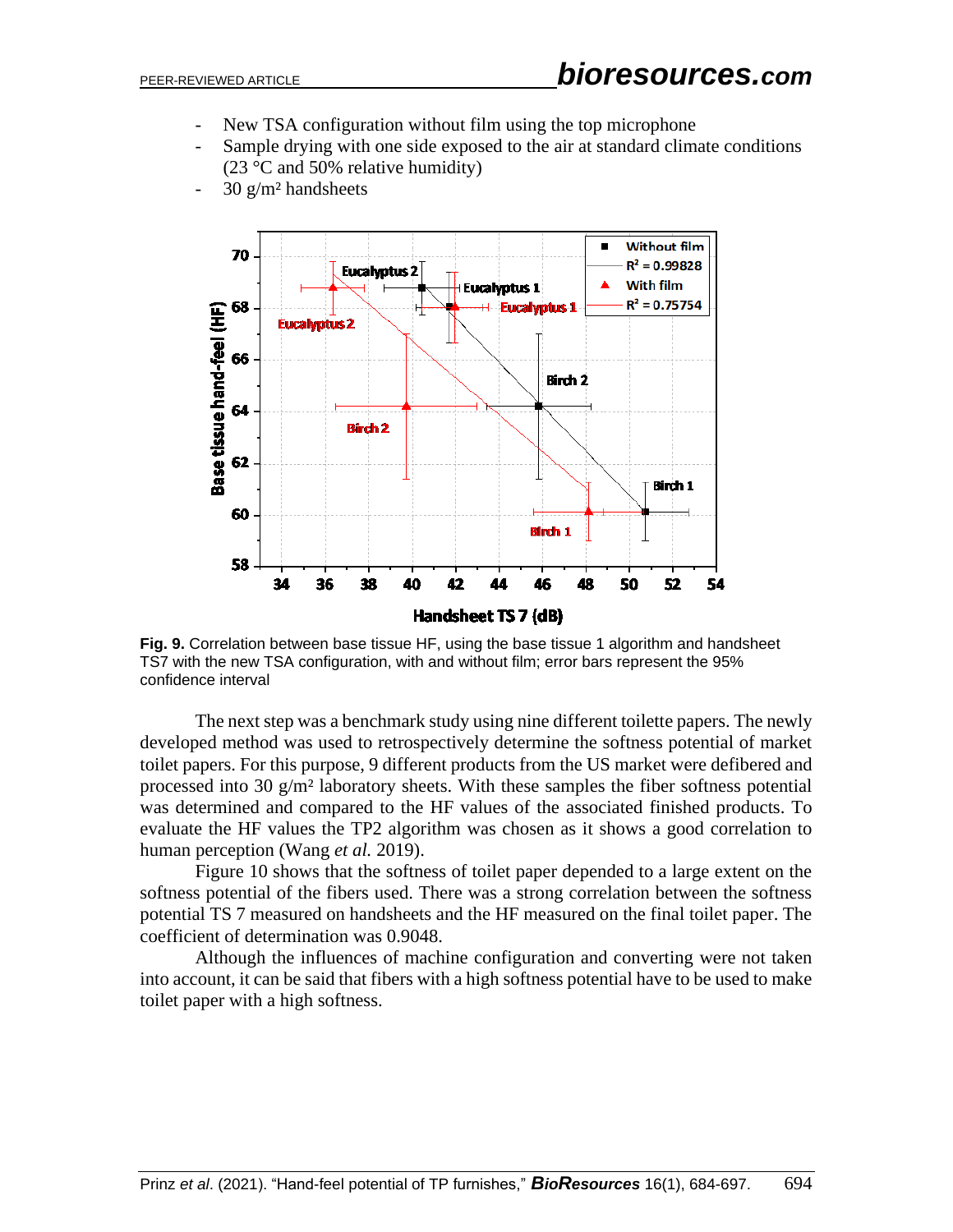- New TSA configuration without film using the top microphone
- Sample drying with one side exposed to the air at standard climate conditions (23 °C and 50% relative humidity)
- 30 g/m² handsheets

**Fig. 9.** Correlation between base tissue HF, using the base tissue 1 algorithm and handsheet TS7 with the new TSA configuration, with and without film; error bars represent the 95% confidence interval

The next step was a benchmark study using nine different toilette papers. The newly developed method was used to retrospectively determine the softness potential of market toilet papers. For this purpose, 9 different products from the US market were defibered and processed into 30 g/m² laboratory sheets. With these samples the fiber softness potential was determined and compared to the HF values of the associated finished products. To evaluate the HF values the TP2 algorithm was chosen as it shows a good correlation to human perception (Wang *et al.* 2019).

Figure 10 shows that the softness of toilet paper depended to a large extent on the softness potential of the fibers used. There was a strong correlation between the softness potential TS 7 measured on handsheets and the HF measured on the final toilet paper. The coefficient of determination was 0.9048.

Although the influences of machine configuration and converting were not taken into account, it can be said that fibers with a high softness potential have to be used to make toilet paper with a high softness.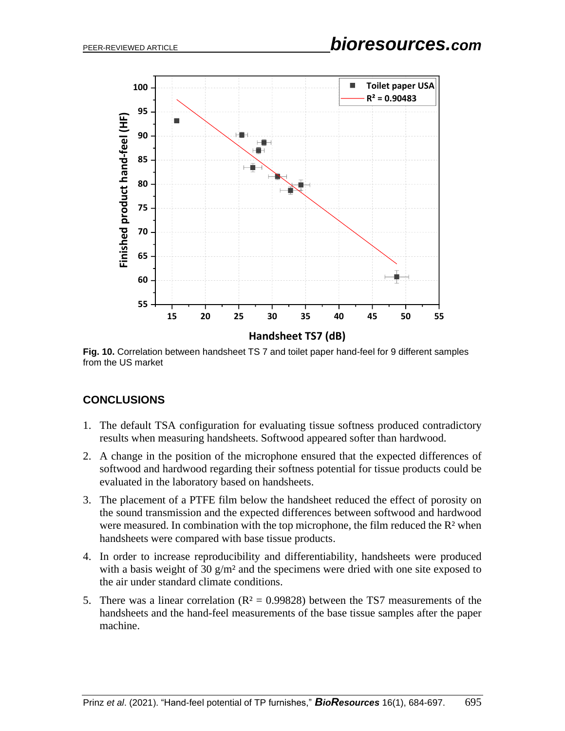**Fig. 10.** Correlation between handsheet TS 7 and toilet paper hand-feel for 9 different samples from the US market

## CONCLUSIONS

1. The default TSA configuration for evaluating tissue softness produced contradictory results when measuring handsheets. Softwood appeared softer than hardwood.
2. A change in the position of the microphone ensured that the expected differences of softwood and hardwood regarding their softness potential for tissue products could be evaluated in the laboratory based on handsheets.
3. The placement of a PTFE film below the handsheet reduced the effect of porosity on the sound transmission and the expected differences between softwood and hardwood were measured. In combination with the top microphone, the film reduced the $R^2$ when handsheets were compared with base tissue products.
4. In order to increase reproducibility and differentiability, handsheets were produced with a basis weight of 30 g/m² and the specimens were dried with one site exposed to the air under standard climate conditions.
5. There was a linear correlation ($R^2 = 0.99828$) between the TS7 measurements of the handsheets and the hand-feel measurements of the base tissue samples after the paper machine.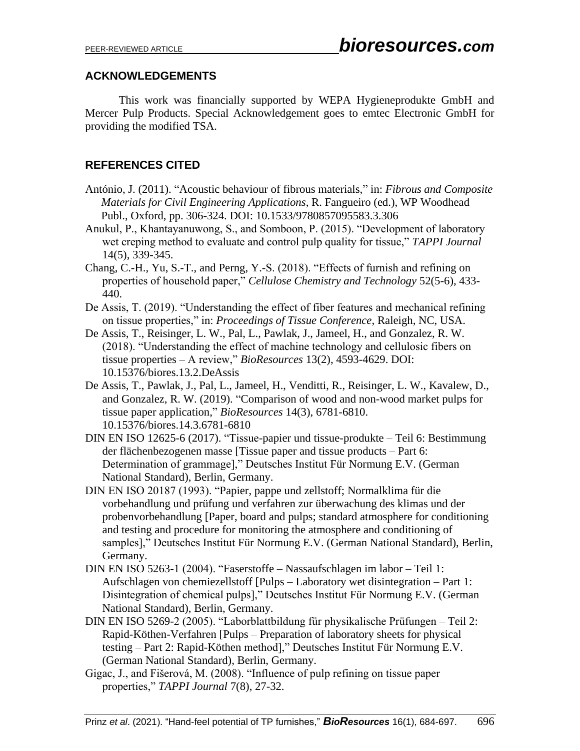## ACKNOWLEDGEMENTS

This work was financially supported by WEPA Hygieneprodukte GmbH and Mercer Pulp Products. Special Acknowledgement goes to emtec Electronic GmbH for providing the modified TSA.

## REFERENCES CITED

António, J. (2011). "Acoustic behaviour of fibrous materials," in: *Fibrous and Composite Materials for Civil Engineering Applications*, R. Fangueiro (ed.), WP Woodhead Publ., Oxford, pp. 306-324. DOI: 10.1533/9780857095583.3.306

Anukul, P., Khantayanuwong, S., and Somboon, P. (2015). "Development of laboratory wet creping method to evaluate and control pulp quality for tissue," *TAPPI Journal* 14(5), 339-345.

Chang, C.-H., Yu, S.-T., and Perng, Y.-S. (2018). "Effects of furnish and refining on properties of household paper," *Cellulose Chemistry and Technology* 52(5-6), 433-440.

De Assis, T. (2019). "Understanding the effect of fiber features and mechanical refining on tissue properties," in: *Proceedings of Tissue Conference*, Raleigh, NC, USA.

De Assis, T., Reisinger, L. W., Pal, L., Pawlak, J., Jameel, H., and Gonzalez, R. W. (2018). "Understanding the effect of machine technology and cellulosic fibers on tissue properties – A review," *BioResources* 13(2), 4593-4629. DOI: 10.15376/biores.13.2.DeAssis

De Assis, T., Pawlak, J., Pal, L., Jameel, H., Venditti, R., Reisinger, L. W., Kavalew, D., and Gonzalez, R. W. (2019). "Comparison of wood and non-wood market pulps for tissue paper application," *BioResources* 14(3), 6781-6810. 10.15376/biores.14.3.6781-6810

DIN EN ISO 12625-6 (2017). "Tissue-papier und tissue-produkte – Teil 6: Bestimmung der flächenbezogenen masse [Tissue paper and tissue products – Part 6: Determination of grammage]," Deutsches Institut Für Normung E.V. (German National Standard), Berlin, Germany.

DIN EN ISO 20187 (1993). "Papier, pappe und zellstoff; Normalklima für die vorbehandlung und prüfung und verfahren zur überwachung des klimas und der probenvorbehandlung [Paper, board and pulps; standard atmosphere for conditioning and testing and procedure for monitoring the atmosphere and conditioning of samples]," Deutsches Institut Für Normung E.V. (German National Standard), Berlin, Germany.

DIN EN ISO 5263-1 (2004). "Faserstoffe – Nassaufschlagen im labor – Teil 1: Aufschlagen von chemiezellstoff [Pulps – Laboratory wet disintegration – Part 1: Disintegration of chemical pulps]," Deutsches Institut Für Normung E.V. (German National Standard), Berlin, Germany.

DIN EN ISO 5269-2 (2005). "Laborblattbildung für physikalische Prüfungen – Teil 2: Rapid-Köthen-Verfahren [Pulps – Preparation of laboratory sheets for physical testing – Part 2: Rapid-Köthen method]," Deutsches Institut Für Normung E.V. (German National Standard), Berlin, Germany.

Gigac, J., and Fišerová, M. (2008). "Influence of pulp refining on tissue paper properties," *TAPPI Journal* 7(8), 27-32.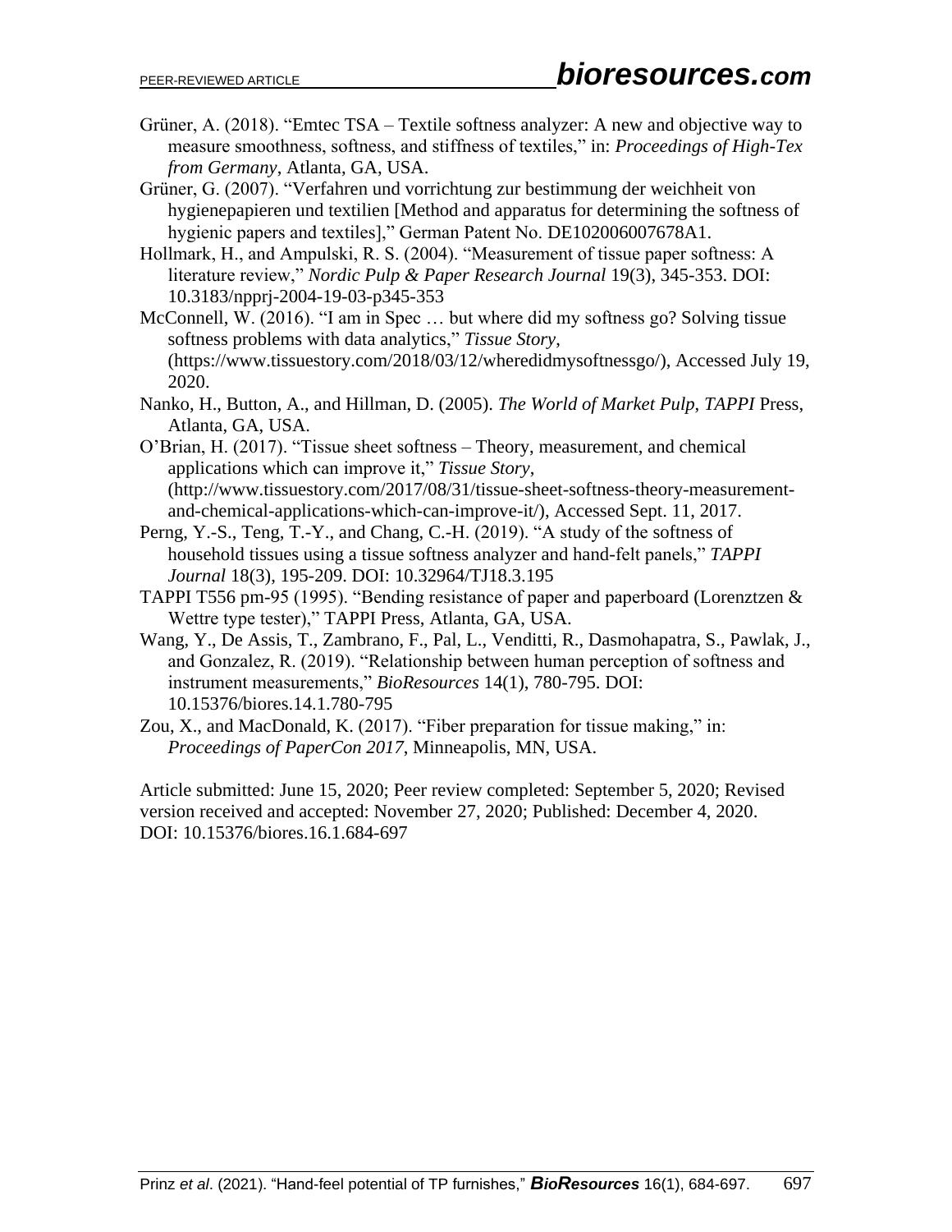Grüner, A. (2018). "Emtec TSA – Textile softness analyzer: A new and objective way to measure smoothness, softness, and stiffness of textiles," in: *Proceedings of High-Tex from Germany*, Atlanta, GA, USA.

Grüner, G. (2007). "Verfahren und vorrichtung zur bestimmung der weichheit von hygienepapieren und textilien [Method and apparatus for determining the softness of hygienic papers and textiles]," German Patent No. DE102006007678A1.

Hollmark, H., and Ampulski, R. S. (2004). "Measurement of tissue paper softness: A literature review," *Nordic Pulp & Paper Research Journal* 19(3), 345-353. DOI: 10.3183/npprj-2004-19-03-p345-353

McConnell, W. (2016). "I am in Spec … but where did my softness go? Solving tissue softness problems with data analytics," *Tissue Story*, (https://www.tissuestory.com/2018/03/12/wheredidmysoftnessgo/), Accessed July 19, 2020.

Nanko, H., Button, A., and Hillman, D. (2005). *The World of Market Pulp*, *TAPPI* Press, Atlanta, GA, USA.

O'Brian, H. (2017). "Tissue sheet softness – Theory, measurement, and chemical applications which can improve it," *Tissue Story*, (http://www.tissuestory.com/2017/08/31/tissue-sheet-softness-theory-measurement-and-chemical-applications-which-can-improve-it/), Accessed Sept. 11, 2017.

Perng, Y.-S., Teng, T.-Y., and Chang, C.-H. (2019). "A study of the softness of household tissues using a tissue softness analyzer and hand-felt panels," *TAPPI Journal* 18(3), 195-209. DOI: 10.32964/TJ18.3.195

TAPPI T556 pm-95 (1995). "Bending resistance of paper and paperboard (Lorenztzen & Wettre type tester)," TAPPI Press, Atlanta, GA, USA.

Wang, Y., De Assis, T., Zambrano, F., Pal, L., Venditti, R., Dasmohapatra, S., Pawlak, J., and Gonzalez, R. (2019). "Relationship between human perception of softness and instrument measurements," *BioResources* 14(1), 780-795. DOI: 10.15376/biores.14.1.780-795

Zou, X., and MacDonald, K. (2017). "Fiber preparation for tissue making," in: *Proceedings of PaperCon 2017*, Minneapolis, MN, USA.

Article submitted: June 15, 2020; Peer review completed: September 5, 2020; Revised version received and accepted: November 27, 2020; Published: December 4, 2020.
DOI: 10.15376/biores.16.1.684-697